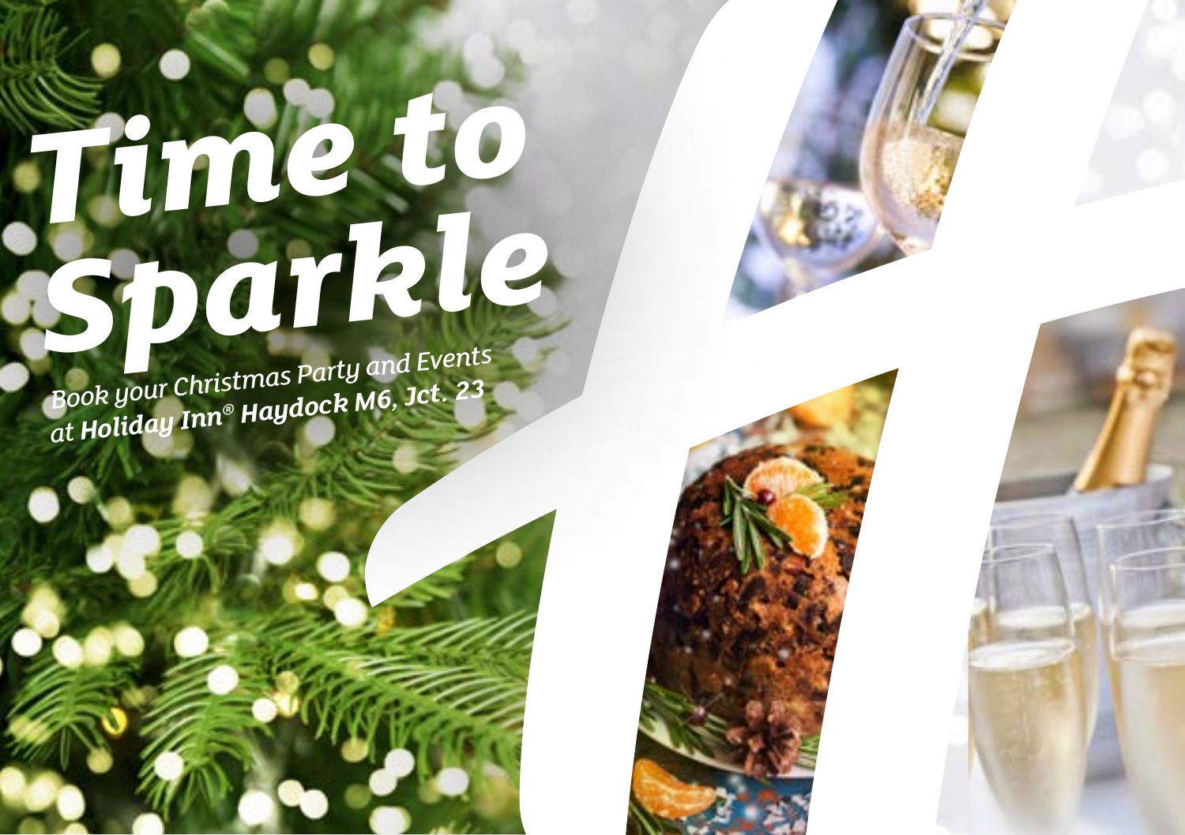# Time to Sparkle

*Book your Christmas Party and Events at* ***Holiday Inn® Haydock M6, Jct. 23***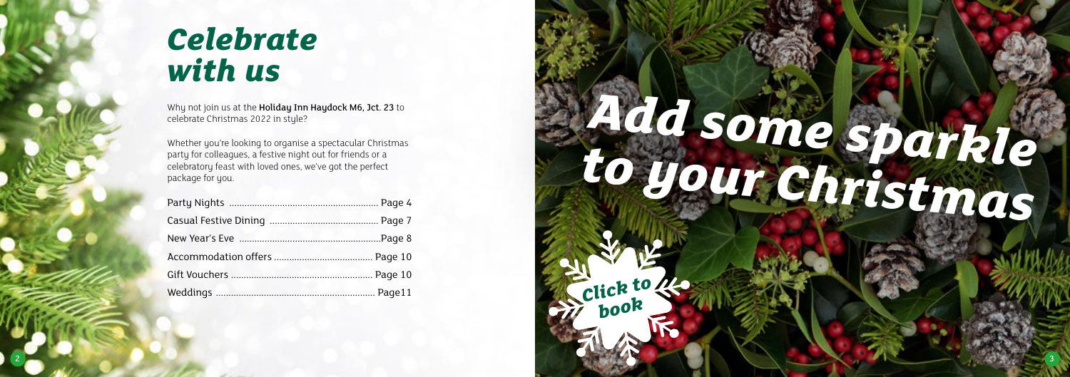# *Celebrate with us*

Why not join us at the **Holiday Inn Haydock M6, Jct. 23** to celebrate Christmas 2022 in style?

Whether you're looking to organise a spectacular Christmas party for colleagues, a festive night out for friends or a celebratory feast with loved ones, we've got the perfect package for you.

| | |
|---|---|
| Party Nights | Page 4 |
| Casual Festive Dining | Page 7 |
| New Year's Eve | Page 8 |
| Accommodation offers | Page 10 |
| Gift Vouchers | Page 10 |
| Weddings | Page11 |

# *Add some sparkle to your Christmas*

*Click to book*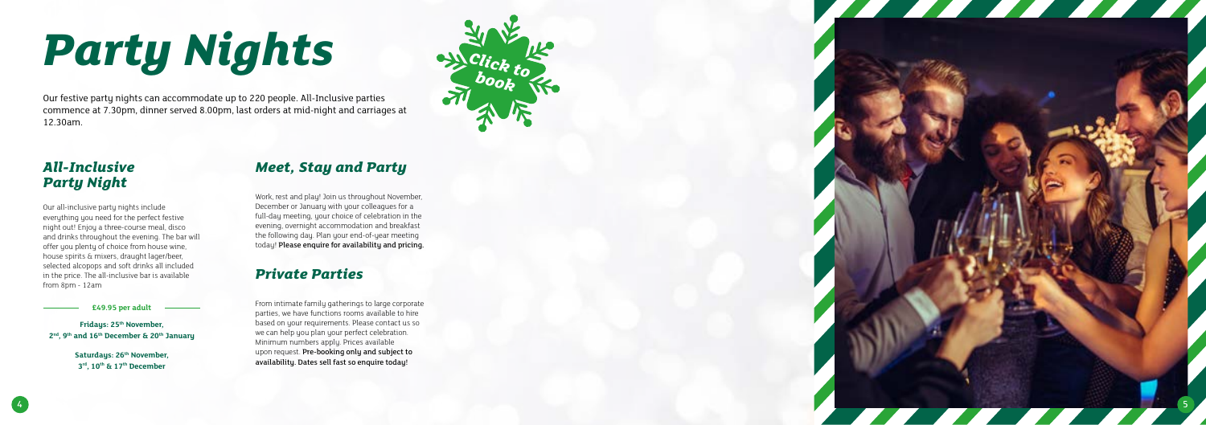# Party Nights

Our festive party nights can accommodate up to 220 people. All-Inclusive parties commence at 7.30pm, dinner served 8.00pm, last orders at mid-night and carriages at 12.30am.

Click to book

## All-Inclusive Party Night

Our all-inclusive party nights include everything you need for the perfect festive night out! Enjoy a three-course meal, disco and drinks throughout the evening. The bar will offer you plenty of choice from house wine, house spirits & mixers, draught lager/beer, selected alcopops and soft drinks all included in the price. The all-inclusive bar is available from 8pm - 12am

**£49.95 per adult**

**Fridays: 25th November, 2nd, 9th and 16th December & 20th January**

**Saturdays: 26th November, 3rd, 10th & 17th December**

## Meet, Stay and Party

Work, rest and play! Join us throughout November, December or January with your colleagues for a full-day meeting, your choice of celebration in the evening, overnight accommodation and breakfast the following day. Plan your end-of-year meeting today! Please enquire for availability and pricing.

## Private Parties

From intimate family gatherings to large corporate parties, we have functions rooms available to hire based on your requirements. Please contact us so we can help you plan your perfect celebration. Minimum numbers apply. Prices available upon request. Pre-booking only and subject to availability. Dates sell fast so enquire today!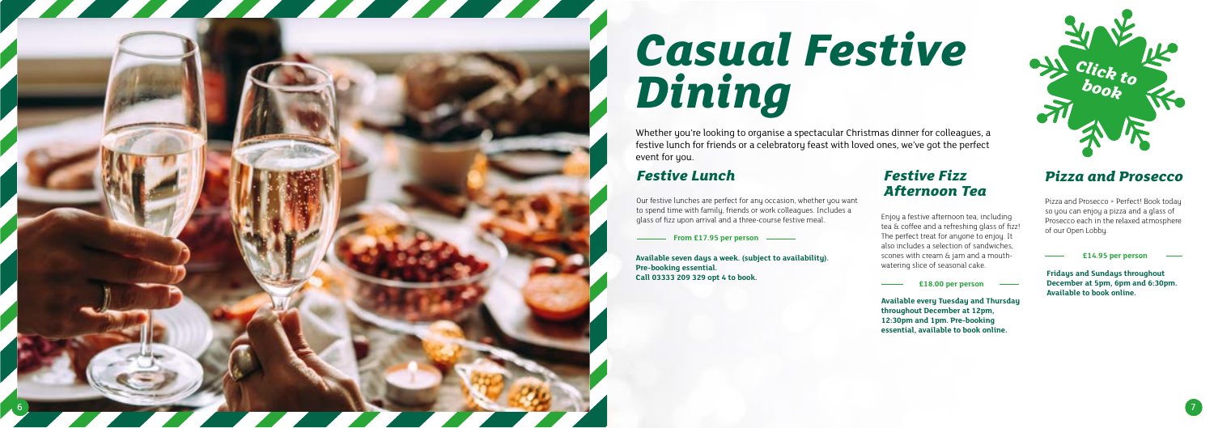# Casual Festive Dining

Whether you're looking to organise a spectacular Christmas dinner for colleagues, a festive lunch for friends or a celebratory feast with loved ones, we've got the perfect event for you.

Click to book

## Festive Lunch

Our festive lunches are perfect for any occasion, whether you want to spend time with family, friends or work colleagues. Includes a glass of fizz upon arrival and a three-course festive meal.

**From £17.95 per person**

**Available seven days a week. (subject to availability). Pre-booking essential. Call 03333 209 329 opt 4 to book.**

## Festive Fizz Afternoon Tea

Enjoy a festive afternoon tea, including tea & coffee and a refreshing glass of fizz! The perfect treat for anyone to enjoy. It also includes a selection of sandwiches, scones with cream & jam and a mouth-watering slice of seasonal cake.

**£18.00 per person**

**Available every Tuesday and Thursday throughout December at 12pm, 12:30pm and 1pm. Pre-booking essential, available to book online.**

## Pizza and Prosecco

Pizza and Prosecco = Perfect! Book today so you can enjoy a pizza and a glass of Prosecco each in the relaxed atmosphere of our Open Lobby.

**£14.95 per person**

**Fridays and Sundays throughout December at 5pm, 6pm and 6:30pm. Available to book online.**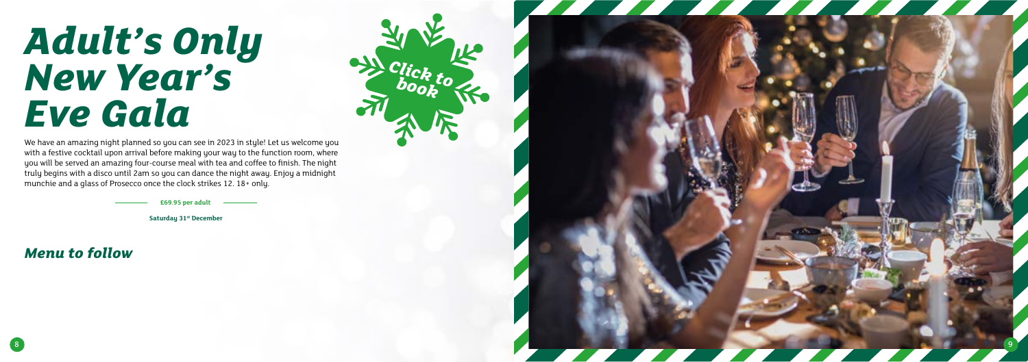# *Adult's Only New Year's Eve Gala*

Click to book

We have an amazing night planned so you can see in 2023 in style! Let us welcome you with a festive cocktail upon arrival before making your way to the function room, where you will be served an amazing four-course meal with tea and coffee to finish. The night truly begins with a disco until 2am so you can dance the night away. Enjoy a midnight munchie and a glass of Prosecco once the clock strikes 12. 18+ only.

**£69.95 per adult**

**Saturday 31st December**

## *Menu to follow*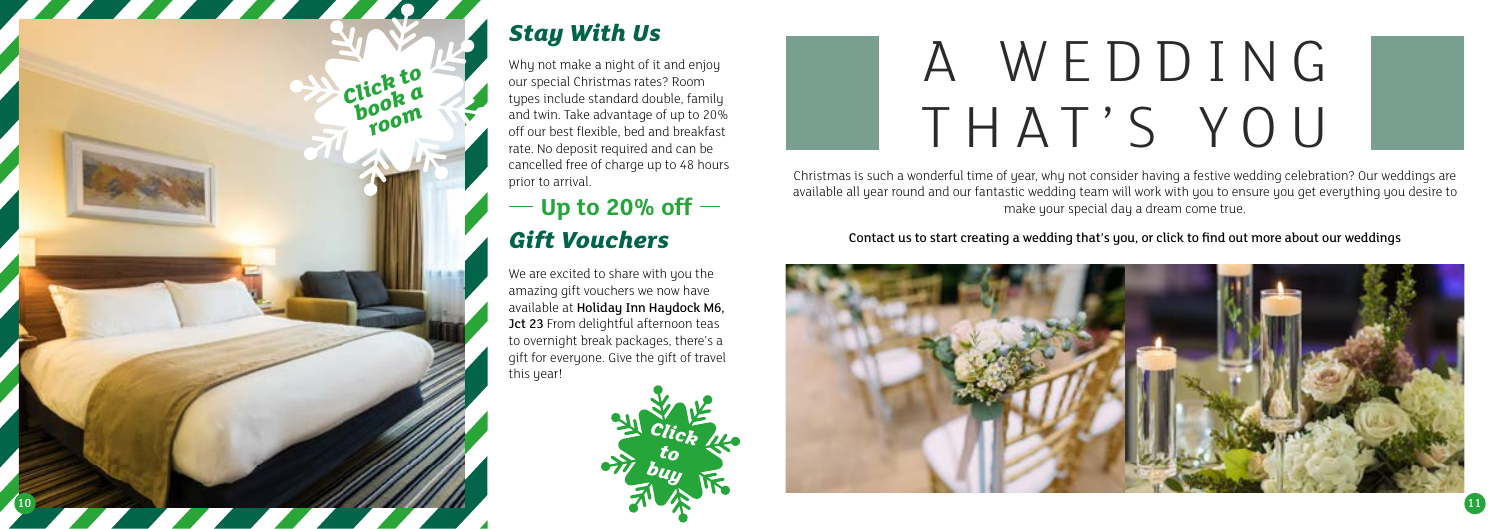Click to book a room

## Stay With Us

Why not make a night of it and enjoy our special Christmas rates? Room types include standard double, family and twin. Take advantage of up to 20% off our best flexible, bed and breakfast rate. No deposit required and can be cancelled free of charge up to 48 hours prior to arrival.

## — Up to 20% off —

## Gift Vouchers

We are excited to share with you the amazing gift vouchers we now have available at **Holiday Inn Haydock M6, Jct 23** From delightful afternoon teas to overnight break packages, there's a gift for everyone. Give the gift of travel this year!

Click to buy

# A WEDDING THAT'S YOU

Christmas is such a wonderful time of year, why not consider having a festive wedding celebration? Our weddings are available all year round and our fantastic wedding team will work with you to ensure you get everything you desire to make your special day a dream come true.

Contact us to start creating a wedding that's you, or click to find out more about our weddings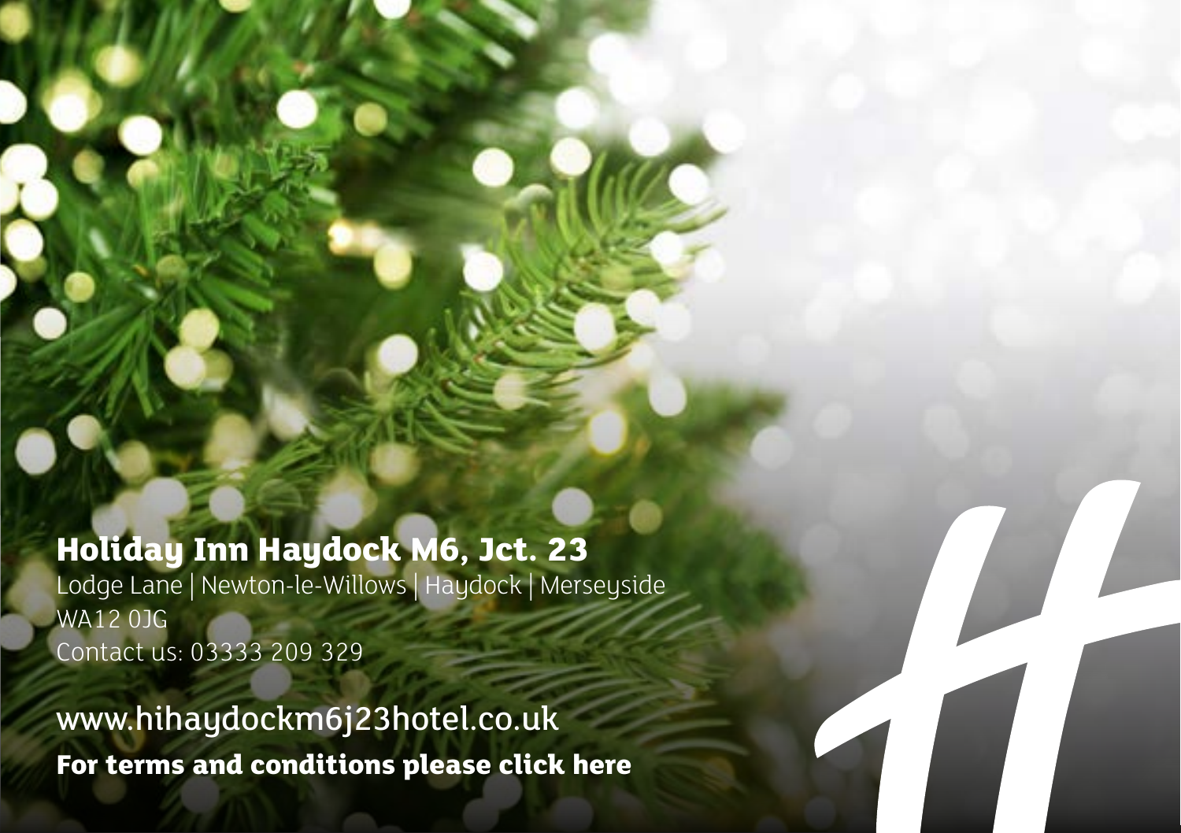**Holiday Inn Haydock M6, Jct. 23**

Lodge Lane | Newton-le-Willows | Haydock | Merseyside
WA12 0JG
Contact us: 03333 209 329

www.hihaydockm6j23hotel.co.uk

**For terms and conditions please click here**